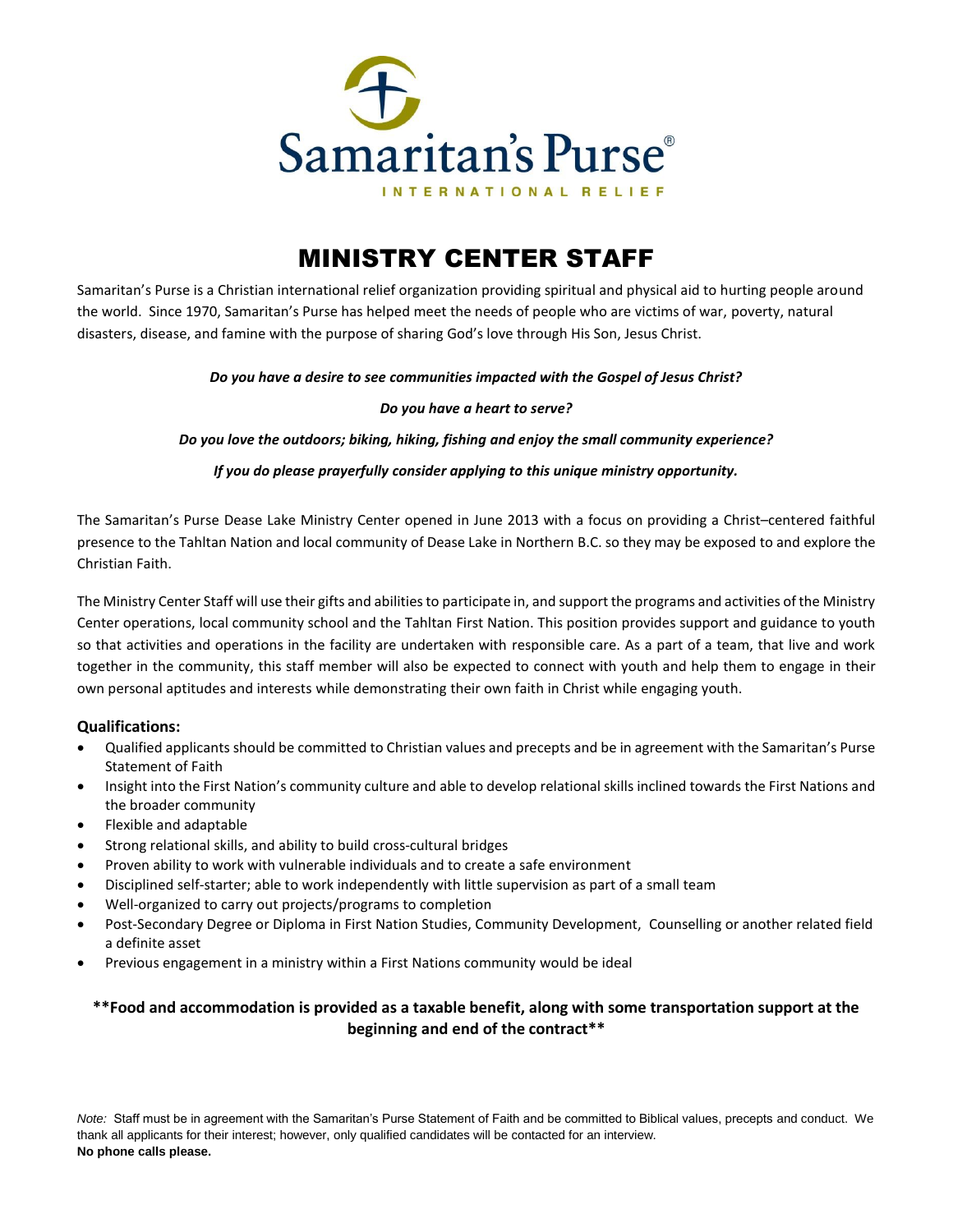Samaritan's Purse®

INTERNATIONAL RELIEF

# MINISTRY CENTER STAFF

Samaritan's Purse is a Christian international relief organization providing spiritual and physical aid to hurting people around the world. Since 1970, Samaritan's Purse has helped meet the needs of people who are victims of war, poverty, natural disasters, disease, and famine with the purpose of sharing God's love through His Son, Jesus Christ.

***Do you have a desire to see communities impacted with the Gospel of Jesus Christ?***

***Do you have a heart to serve?***

***Do you love the outdoors; biking, hiking, fishing and enjoy the small community experience?***

***If you do please prayerfully consider applying to this unique ministry opportunity.***

The Samaritan's Purse Dease Lake Ministry Center opened in June 2013 with a focus on providing a Christ–centered faithful presence to the Tahltan Nation and local community of Dease Lake in Northern B.C. so they may be exposed to and explore the Christian Faith.

The Ministry Center Staff will use their gifts and abilities to participate in, and support the programs and activities of the Ministry Center operations, local community school and the Tahltan First Nation. This position provides support and guidance to youth so that activities and operations in the facility are undertaken with responsible care. As a part of a team, that live and work together in the community, this staff member will also be expected to connect with youth and help them to engage in their own personal aptitudes and interests while demonstrating their own faith in Christ while engaging youth.

### Qualifications:

- Qualified applicants should be committed to Christian values and precepts and be in agreement with the Samaritan's Purse Statement of Faith
- Insight into the First Nation's community culture and able to develop relational skills inclined towards the First Nations and the broader community
- Flexible and adaptable
- Strong relational skills, and ability to build cross-cultural bridges
- Proven ability to work with vulnerable individuals and to create a safe environment
- Disciplined self-starter; able to work independently with little supervision as part of a small team
- Well-organized to carry out projects/programs to completion
- Post-Secondary Degree or Diploma in First Nation Studies, Community Development, Counselling or another related field a definite asset
- Previous engagement in a ministry within a First Nations community would be ideal

**\*\*Food and accommodation is provided as a taxable benefit, along with some transportation support at the beginning and end of the contract\*\***

*Note:* Staff must be in agreement with the Samaritan's Purse Statement of Faith and be committed to Biblical values, precepts and conduct. We thank all applicants for their interest; however, only qualified candidates will be contacted for an interview.
**No phone calls please.**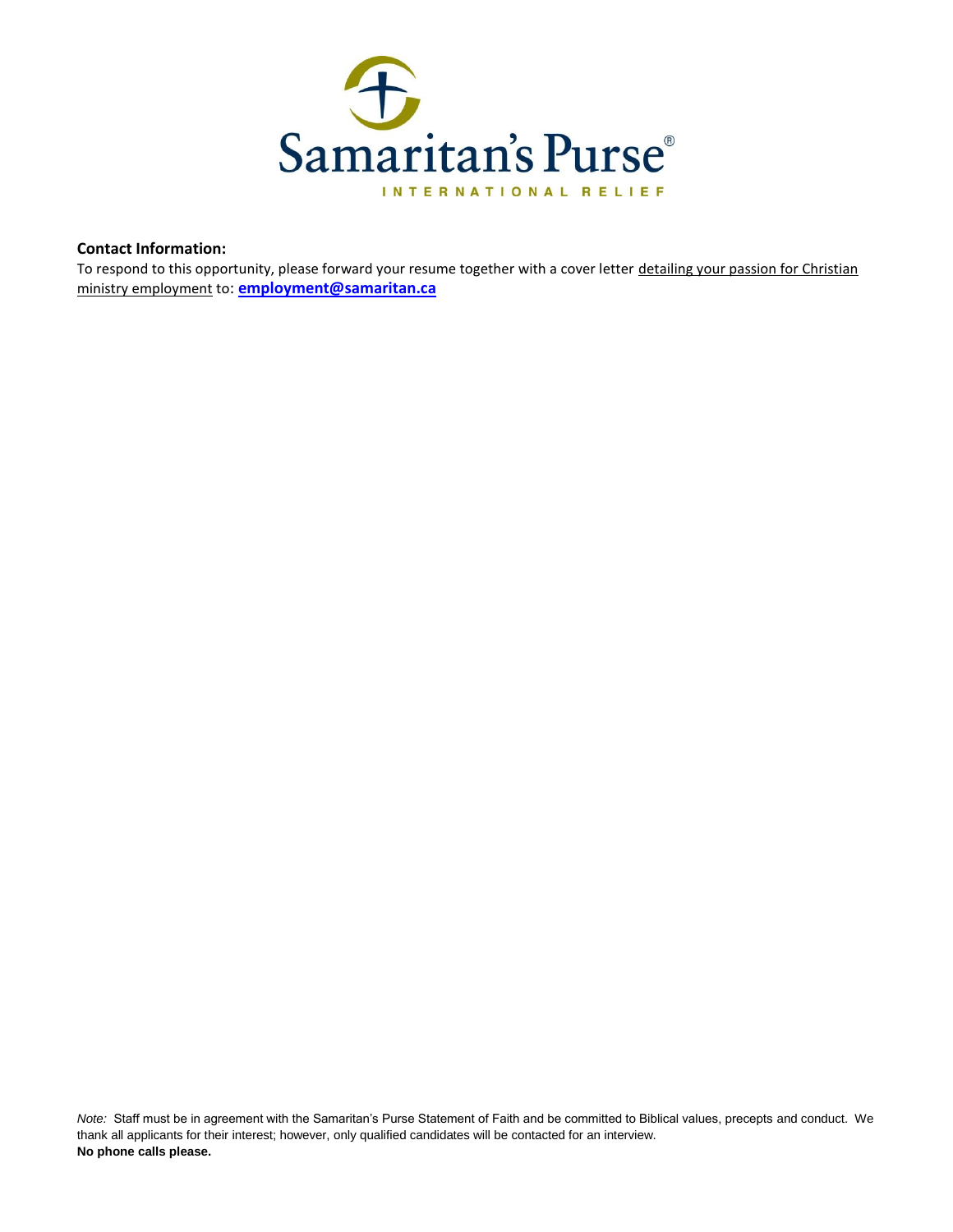**Contact Information:**

To respond to this opportunity, please forward your resume together with a cover letter detailing your passion for Christian ministry employment to: **employment@samaritan.ca**

*Note:* Staff must be in agreement with the Samaritan's Purse Statement of Faith and be committed to Biblical values, precepts and conduct. We thank all applicants for their interest; however, only qualified candidates will be contacted for an interview.

**No phone calls please.**